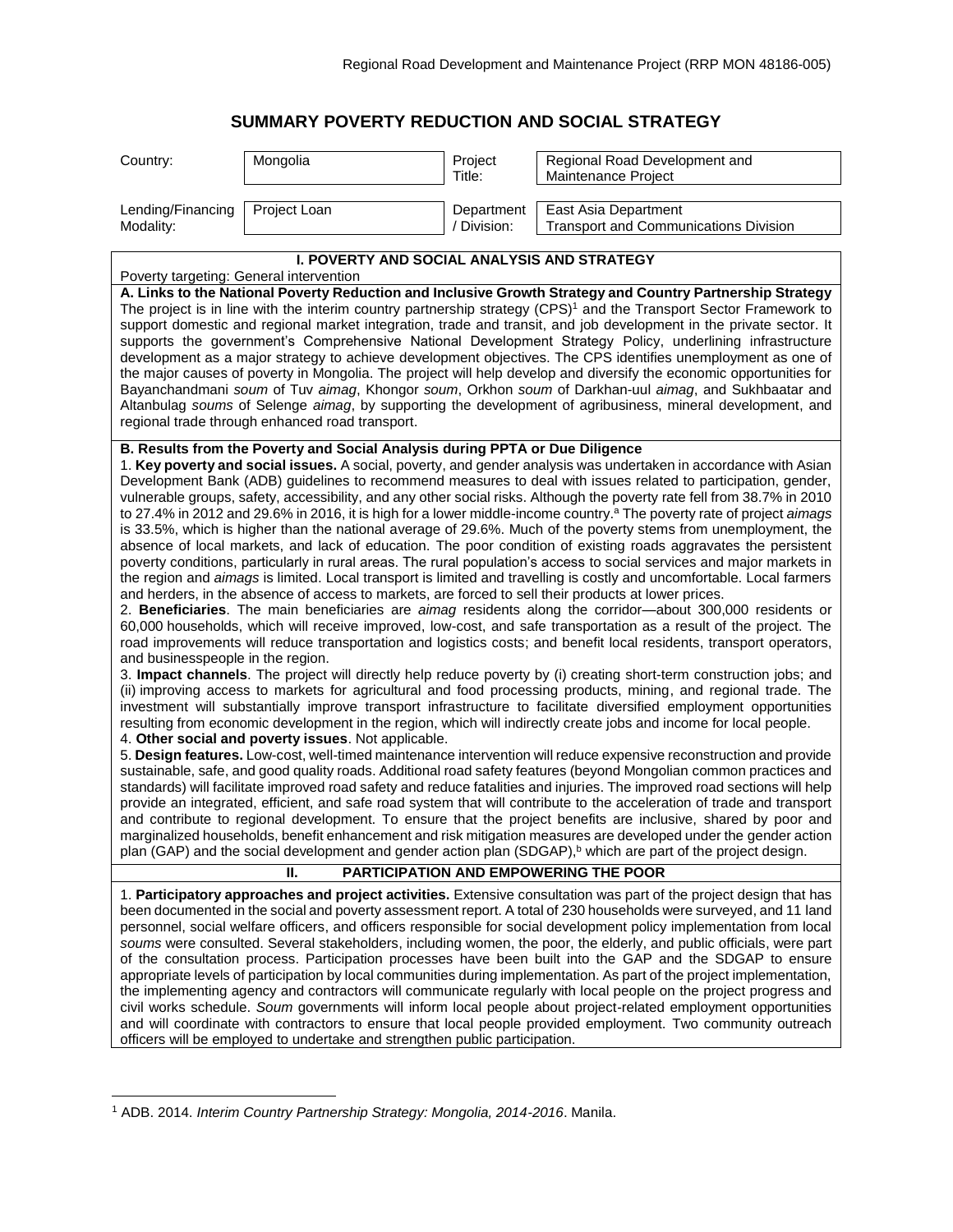# SUMMARY POVERTY REDUCTION AND SOCIAL STRATEGY

| Country: | Mongolia | Project Title: | Regional Road Development and Maintenance Project |
|---|---|---|---|
| Lending/Financing Modality: | Project Loan | Department / Division: | East Asia Department Transport and Communications Division |

## I. POVERTY AND SOCIAL ANALYSIS AND STRATEGY

Poverty targeting: General intervention

**A. Links to the National Poverty Reduction and Inclusive Growth Strategy and Country Partnership Strategy**

The project is in line with the interim country partnership strategy (CPS)[1] and the Transport Sector Framework to support domestic and regional market integration, trade and transit, and job development in the private sector. It supports the government's Comprehensive National Development Strategy Policy, underlining infrastructure development as a major strategy to achieve development objectives. The CPS identifies unemployment as one of the major causes of poverty in Mongolia. The project will help develop and diversify the economic opportunities for Bayanchandmani *soum* of Tuv *aimag*, Khongor *soum*, Orkhon *soum* of Darkhan-uul *aimag*, and Sukhbaatar and Altanbulag *soums* of Selenge *aimag*, by supporting the development of agribusiness, mineral development, and regional trade through enhanced road transport.

**B. Results from the Poverty and Social Analysis during PPTA or Due Diligence**

1. **Key poverty and social issues.** A social, poverty, and gender analysis was undertaken in accordance with Asian Development Bank (ADB) guidelines to recommend measures to deal with issues related to participation, gender, vulnerable groups, safety, accessibility, and any other social risks. Although the poverty rate fell from 38.7% in 2010 to 27.4% in 2012 and 29.6% in 2016, it is high for a lower middle-income country.[a] The poverty rate of project *aimags* is 33.5%, which is higher than the national average of 29.6%. Much of the poverty stems from unemployment, the absence of local markets, and lack of education. The poor condition of existing roads aggravates the persistent poverty conditions, particularly in rural areas. The rural population's access to social services and major markets in the region and *aimags* is limited. Local transport is limited and travelling is costly and uncomfortable. Local farmers and herders, in the absence of access to markets, are forced to sell their products at lower prices.

2. **Beneficiaries**. The main beneficiaries are *aimag* residents along the corridor—about 300,000 residents or 60,000 households, which will receive improved, low-cost, and safe transportation as a result of the project. The road improvements will reduce transportation and logistics costs; and benefit local residents, transport operators, and businesspeople in the region.

3. **Impact channels**. The project will directly help reduce poverty by (i) creating short-term construction jobs; and (ii) improving access to markets for agricultural and food processing products, mining, and regional trade. The investment will substantially improve transport infrastructure to facilitate diversified employment opportunities resulting from economic development in the region, which will indirectly create jobs and income for local people.

4. **Other social and poverty issues**. Not applicable.

5. **Design features.** Low-cost, well-timed maintenance intervention will reduce expensive reconstruction and provide sustainable, safe, and good quality roads. Additional road safety features (beyond Mongolian common practices and standards) will facilitate improved road safety and reduce fatalities and injuries. The improved road sections will help provide an integrated, efficient, and safe road system that will contribute to the acceleration of trade and transport and contribute to regional development. To ensure that the project benefits are inclusive, shared by poor and marginalized households, benefit enhancement and risk mitigation measures are developed under the gender action plan (GAP) and the social development and gender action plan (SDGAP),[b] which are part of the project design.

## II. PARTICIPATION AND EMPOWERING THE POOR

1. **Participatory approaches and project activities.** Extensive consultation was part of the project design that has been documented in the social and poverty assessment report. A total of 230 households were surveyed, and 11 land personnel, social welfare officers, and officers responsible for social development policy implementation from local *soums* were consulted. Several stakeholders, including women, the poor, the elderly, and public officials, were part of the consultation process. Participation processes have been built into the GAP and the SDGAP to ensure appropriate levels of participation by local communities during implementation. As part of the project implementation, the implementing agency and contractors will communicate regularly with local people on the project progress and civil works schedule. *Soum* governments will inform local people about project-related employment opportunities and will coordinate with contractors to ensure that local people provided employment. Two community outreach officers will be employed to undertake and strengthen public participation.

---

[1] ADB. 2014. *Interim Country Partnership Strategy: Mongolia, 2014-2016*. Manila.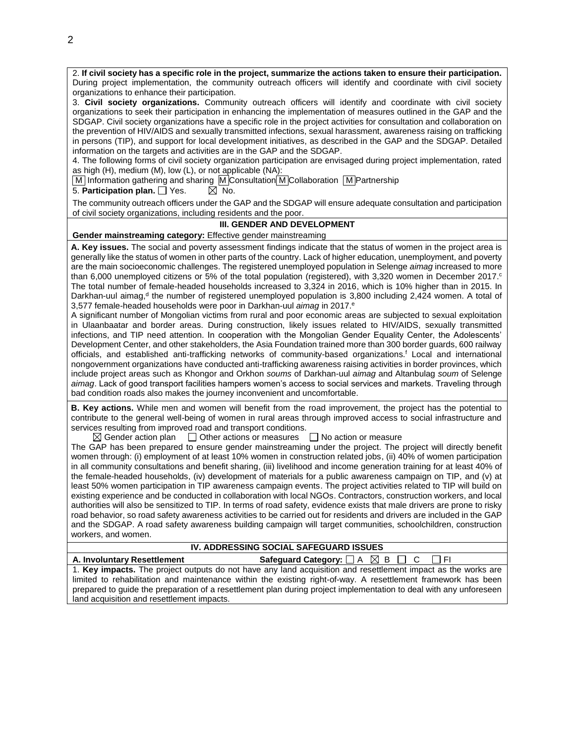2. **If civil society has a specific role in the project, summarize the actions taken to ensure their participation.** During project implementation, the community outreach officers will identify and coordinate with civil society organizations to enhance their participation.

3. **Civil society organizations.** Community outreach officers will identify and coordinate with civil society organizations to seek their participation in enhancing the implementation of measures outlined in the GAP and the SDGAP. Civil society organizations have a specific role in the project activities for consultation and collaboration on the prevention of HIV/AIDS and sexually transmitted infections, sexual harassment, awareness raising on trafficking in persons (TIP), and support for local development initiatives, as described in the GAP and the SDGAP. Detailed information on the targets and activities are in the GAP and the SDGAP.

4. The following forms of civil society organization participation are envisaged during project implementation, rated as high (H), medium (M), low (L), or not applicable (NA):

M Information gathering and sharing M Consultation M Collaboration M Partnership

5. **Participation plan.** ☐ Yes. ☒ No.

The community outreach officers under the GAP and the SDGAP will ensure adequate consultation and participation of civil society organizations, including residents and the poor.

## III. GENDER AND DEVELOPMENT

**Gender mainstreaming category:** Effective gender mainstreaming

**A. Key issues.** The social and poverty assessment findings indicate that the status of women in the project area is generally like the status of women in other parts of the country. Lack of higher education, unemployment, and poverty are the main socioeconomic challenges. The registered unemployed population in Selenge *aimag* increased to more than 6,000 unemployed citizens or 5% of the total population (registered), with 3,320 women in December 2017.[c] The total number of female-headed households increased to 3,324 in 2016, which is 10% higher than in 2015. In Darkhan-uul aimag,[d] the number of registered unemployed population is 3,800 including 2,424 women. A total of 3,577 female-headed households were poor in Darkhan-uul *aimag* in 2017.[e]

A significant number of Mongolian victims from rural and poor economic areas are subjected to sexual exploitation in Ulaanbaatar and border areas. During construction, likely issues related to HIV/AIDS, sexually transmitted infections, and TIP need attention. In cooperation with the Mongolian Gender Equality Center, the Adolescents' Development Center, and other stakeholders, the Asia Foundation trained more than 300 border guards, 600 railway officials, and established anti-trafficking networks of community-based organizations.[f] Local and international nongovernment organizations have conducted anti-trafficking awareness raising activities in border provinces, which include project areas such as Khongor and Orkhon *soums* of Darkhan-uul *aimag* and Altanbulag *soum* of Selenge *aimag*. Lack of good transport facilities hampers women's access to social services and markets. Traveling through bad condition roads also makes the journey inconvenient and uncomfortable.

**B. Key actions.** While men and women will benefit from the road improvement, the project has the potential to contribute to the general well-being of women in rural areas through improved access to social infrastructure and services resulting from improved road and transport conditions.

☒ Gender action plan ☐ Other actions or measures ☐ No action or measure

The GAP has been prepared to ensure gender mainstreaming under the project. The project will directly benefit women through: (i) employment of at least 10% women in construction related jobs, (ii) 40% of women participation in all community consultations and benefit sharing, (iii) livelihood and income generation training for at least 40% of the female-headed households, (iv) development of materials for a public awareness campaign on TIP, and (v) at least 50% women participation in TIP awareness campaign events. The project activities related to TIP will build on existing experience and be conducted in collaboration with local NGOs. Contractors, construction workers, and local authorities will also be sensitized to TIP. In terms of road safety, evidence exists that male drivers are prone to risky road behavior, so road safety awareness activities to be carried out for residents and drivers are included in the GAP and the SDGAP. A road safety awareness building campaign will target communities, schoolchildren, construction workers, and women.

## IV. ADDRESSING SOCIAL SAFEGUARD ISSUES

**A. Involuntary Resettlement** **Safeguard Category:** ☐ A ☒ B ☐ C ☐ FI

1. **Key impacts.** The project outputs do not have any land acquisition and resettlement impact as the works are limited to rehabilitation and maintenance within the existing right-of-way. A resettlement framework has been prepared to guide the preparation of a resettlement plan during project implementation to deal with any unforeseen land acquisition and resettlement impacts.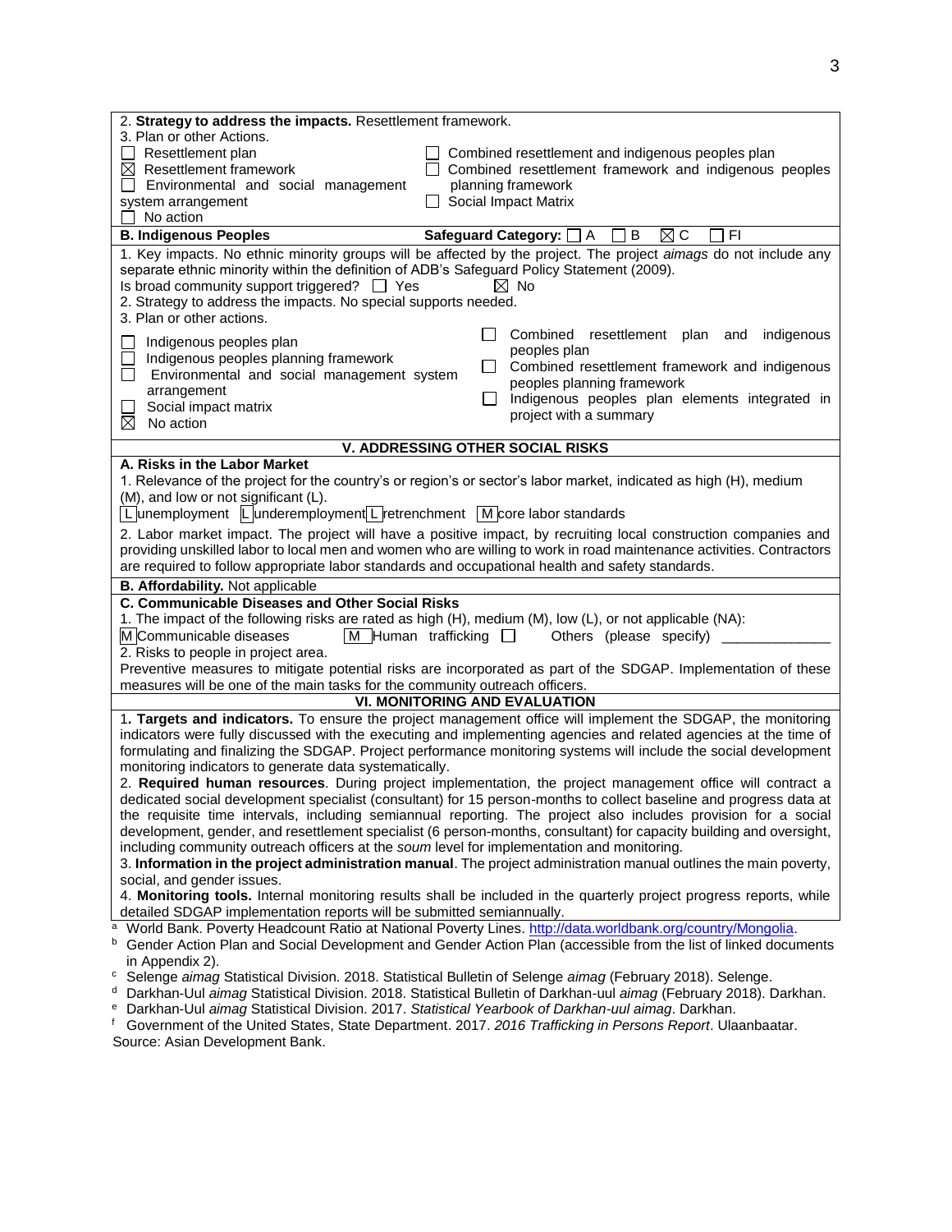2. **Strategy to address the impacts.** Resettlement framework.
3. Plan or other Actions.

- ☐ Resettlement plan
- ☒ Resettlement framework
- ☐ Environmental and social management system arrangement
- ☐ No action
- ☐ Combined resettlement and indigenous peoples plan
- ☐ Combined resettlement framework and indigenous peoples planning framework
- ☐ Social Impact Matrix

**B. Indigenous Peoples** — **Safeguard Category:** ☐ A ☐ B ☒ C ☐ FI

1. Key impacts. No ethnic minority groups will be affected by the project. The project *aimags* do not include any separate ethnic minority within the definition of ADB's Safeguard Policy Statement (2009).
Is broad community support triggered? ☐ Yes ☒ No
2. Strategy to address the impacts. No special supports needed.
3. Plan or other actions.

- ☐ Indigenous peoples plan
- ☐ Indigenous peoples planning framework
- ☐ Environmental and social management system arrangement
- ☐ Social impact matrix
- ☒ No action
- ☐ Combined resettlement plan and indigenous peoples plan
- ☐ Combined resettlement framework and indigenous peoples planning framework
- ☐ Indigenous peoples plan elements integrated in project with a summary

## V. ADDRESSING OTHER SOCIAL RISKS

**A. Risks in the Labor Market**

1. Relevance of the project for the country's or region's or sector's labor market, indicated as high (H), medium (M), and low or not significant (L).
[L] unemployment [L] underemployment [L] retrenchment [M] core labor standards

2. Labor market impact. The project will have a positive impact, by recruiting local construction companies and providing unskilled labor to local men and women who are willing to work in road maintenance activities. Contractors are required to follow appropriate labor standards and occupational health and safety standards.

**B. Affordability.** Not applicable

**C. Communicable Diseases and Other Social Risks**

1. The impact of the following risks are rated as high (H), medium (M), low (L), or not applicable (NA):
[M] Communicable diseases [M] Human trafficking ☐ Others (please specify) ______________
2. Risks to people in project area.
Preventive measures to mitigate potential risks are incorporated as part of the SDGAP. Implementation of these measures will be one of the main tasks for the community outreach officers.

## VI. MONITORING AND EVALUATION

1. **Targets and indicators.** To ensure the project management office will implement the SDGAP, the monitoring indicators were fully discussed with the executing and implementing agencies and related agencies at the time of formulating and finalizing the SDGAP. Project performance monitoring systems will include the social development monitoring indicators to generate data systematically.
2. **Required human resources**. During project implementation, the project management office will contract a dedicated social development specialist (consultant) for 15 person-months to collect baseline and progress data at the requisite time intervals, including semiannual reporting. The project also includes provision for a social development, gender, and resettlement specialist (6 person-months, consultant) for capacity building and oversight, including community outreach officers at the *soum* level for implementation and monitoring.
3. **Information in the project administration manual**. The project administration manual outlines the main poverty, social, and gender issues.
4. **Monitoring tools.** Internal monitoring results shall be included in the quarterly project progress reports, while detailed SDGAP implementation reports will be submitted semiannually.

[a] World Bank. Poverty Headcount Ratio at National Poverty Lines. http://data.worldbank.org/country/Mongolia.
[b] Gender Action Plan and Social Development and Gender Action Plan (accessible from the list of linked documents in Appendix 2).
[c] Selenge *aimag* Statistical Division. 2018. Statistical Bulletin of Selenge *aimag* (February 2018). Selenge.
[d] Darkhan-Uul *aimag* Statistical Division. 2018. Statistical Bulletin of Darkhan-uul *aimag* (February 2018). Darkhan.
[e] Darkhan-Uul *aimag* Statistical Division. 2017. *Statistical Yearbook of Darkhan-uul aimag*. Darkhan.
[f] Government of the United States, State Department. 2017. *2016 Trafficking in Persons Report*. Ulaanbaatar.

Source: Asian Development Bank.